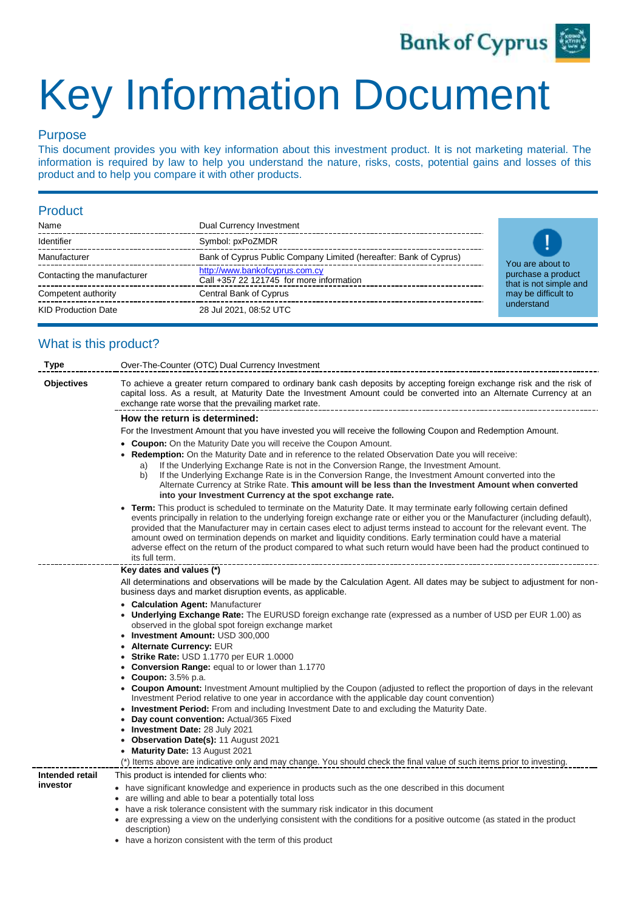# Key Information Document

## Purpose

This document provides you with key information about this investment product. It is not marketing material. The information is required by law to help you understand the nature, risks, costs, potential gains and losses of this product and to help you compare it with other products.

## Product

| | |
|---|---|
| Name | Dual Currency Investment |
| Identifier | Symbol: pxPoZMDR |
| Manufacturer | Bank of Cyprus Public Company Limited (hereafter: Bank of Cyprus) |
| Contacting the manufacturer | http://www.bankofcyprus.com.cy<br>Call +357 22 121745 for more information |
| Competent authority | Central Bank of Cyprus |
| KID Production Date | 28 Jul 2021, 08:52 UTC |

You are about to purchase a product that is not simple and may be difficult to understand

## What is this product?

**Type**

Over-The-Counter (OTC) Dual Currency Investment

**Objectives**

To achieve a greater return compared to ordinary bank cash deposits by accepting foreign exchange risk and the risk of capital loss. As a result, at Maturity Date the Investment Amount could be converted into an Alternate Currency at an exchange rate worse that the prevailing market rate.

**How the return is determined:**

For the Investment Amount that you have invested you will receive the following Coupon and Redemption Amount.

- **Coupon:** On the Maturity Date you will receive the Coupon Amount.
- **Redemption:** On the Maturity Date and in reference to the related Observation Date you will receive:
  - a) If the Underlying Exchange Rate is not in the Conversion Range, the Investment Amount.
  - b) If the Underlying Exchange Rate is in the Conversion Range, the Investment Amount converted into the Alternate Currency at Strike Rate. **This amount will be less than the Investment Amount when converted into your Investment Currency at the spot exchange rate.**
- **Term:** This product is scheduled to terminate on the Maturity Date. It may terminate early following certain defined events principally in relation to the underlying foreign exchange rate or either you or the Manufacturer (including default), provided that the Manufacturer may in certain cases elect to adjust terms instead to account for the relevant event. The amount owed on termination depends on market and liquidity conditions. Early termination could have a material adverse effect on the return of the product compared to what such return would have been had the product continued to its full term.

**Key dates and values (\*)**

All determinations and observations will be made by the Calculation Agent. All dates may be subject to adjustment for non-business days and market disruption events, as applicable.

- **Calculation Agent:** Manufacturer
- **Underlying Exchange Rate:** The EURUSD foreign exchange rate (expressed as a number of USD per EUR 1.00) as observed in the global spot foreign exchange market
- **Investment Amount:** USD 300,000
- **Alternate Currency:** EUR
- **Strike Rate:** USD 1.1770 per EUR 1.0000
- **Conversion Range:** equal to or lower than 1.1770
- **Coupon:** 3.5% p.a.
- **Coupon Amount:** Investment Amount multiplied by the Coupon (adjusted to reflect the proportion of days in the relevant Investment Period relative to one year in accordance with the applicable day count convention)
- **Investment Period:** From and including Investment Date to and excluding the Maturity Date.
- **Day count convention:** Actual/365 Fixed
- **Investment Date:** 28 July 2021
- **Observation Date(s):** 11 August 2021
- **Maturity Date:** 13 August 2021

(\*) Items above are indicative only and may change. You should check the final value of such items prior to investing.

**Intended retail investor**

This product is intended for clients who:

- have significant knowledge and experience in products such as the one described in this document
- are willing and able to bear a potentially total loss
- have a risk tolerance consistent with the summary risk indicator in this document
- are expressing a view on the underlying consistent with the conditions for a positive outcome (as stated in the product description)
- have a horizon consistent with the term of this product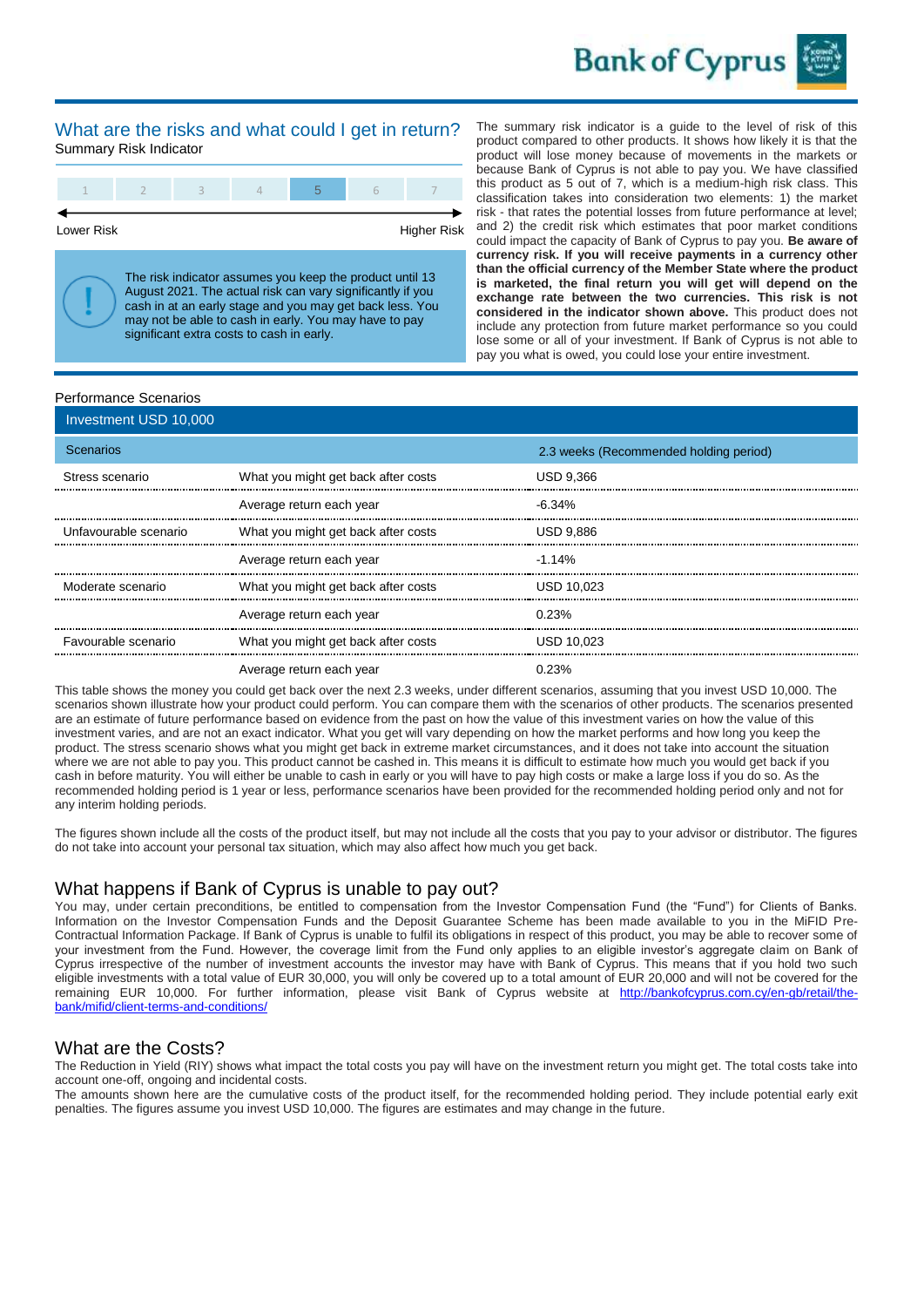## What are the risks and what could I get in return?

Summary Risk Indicator

| 1 | 2 | 3 | 4 | 5 | 6 | 7 |
|---|---|---|---|---|---|---|

Lower Risk ← → Higher Risk

The risk indicator assumes you keep the product until 13 August 2021. The actual risk can vary significantly if you cash in at an early stage and you may get back less. You may not be able to cash in early. You may have to pay significant extra costs to cash in early.

The summary risk indicator is a guide to the level of risk of this product compared to other products. It shows how likely it is that the product will lose money because of movements in the markets or because Bank of Cyprus is not able to pay you. We have classified this product as 5 out of 7, which is a medium-high risk class. This classification takes into consideration two elements: 1) the market risk - that rates the potential losses from future performance at level; and 2) the credit risk which estimates that poor market conditions could impact the capacity of Bank of Cyprus to pay you. **Be aware of currency risk. If you will receive payments in a currency other than the official currency of the Member State where the product is marketed, the final return you will get will depend on the exchange rate between the two currencies. This risk is not considered in the indicator shown above.** This product does not include any protection from future market performance so you could lose some or all of your investment. If Bank of Cyprus is not able to pay you what is owed, you could lose your entire investment.

### Performance Scenarios

| Investment USD 10,000 | | |
|---|---|---|
| **Scenarios** | | **2.3 weeks (Recommended holding period)** |
| Stress scenario | What you might get back after costs | USD 9,366 |
| | Average return each year | -6.34% |
| Unfavourable scenario | What you might get back after costs | USD 9,886 |
| | Average return each year | -1.14% |
| Moderate scenario | What you might get back after costs | USD 10,023 |
| | Average return each year | 0.23% |
| Favourable scenario | What you might get back after costs | USD 10,023 |
| | Average return each year | 0.23% |

This table shows the money you could get back over the next 2.3 weeks, under different scenarios, assuming that you invest USD 10,000. The scenarios shown illustrate how your product could perform. You can compare them with the scenarios of other products. The scenarios presented are an estimate of future performance based on evidence from the past on how the value of this investment varies on how the value of this investment varies, and are not an exact indicator. What you get will vary depending on how the market performs and how long you keep the product. The stress scenario shows what you might get back in extreme market circumstances, and it does not take into account the situation where we are not able to pay you. This product cannot be cashed in. This means it is difficult to estimate how much you would get back if you cash in before maturity. You will either be unable to cash in early or you will have to pay high costs or make a large loss if you do so. As the recommended holding period is 1 year or less, performance scenarios have been provided for the recommended holding period only and not for any interim holding periods.

The figures shown include all the costs of the product itself, but may not include all the costs that you pay to your advisor or distributor. The figures do not take into account your personal tax situation, which may also affect how much you get back.

## What happens if Bank of Cyprus is unable to pay out?

You may, under certain preconditions, be entitled to compensation from the Investor Compensation Fund (the "Fund") for Clients of Banks. Information on the Investor Compensation Funds and the Deposit Guarantee Scheme has been made available to you in the MiFID Pre-Contractual Information Package. If Bank of Cyprus is unable to fulfil its obligations in respect of this product, you may be able to recover some of your investment from the Fund. However, the coverage limit from the Fund only applies to an eligible investor's aggregate claim on Bank of Cyprus irrespective of the number of investment accounts the investor may have with Bank of Cyprus. This means that if you hold two such eligible investments with a total value of EUR 30,000, you will only be covered up to a total amount of EUR 20,000 and will not be covered for the remaining EUR 10,000. For further information, please visit Bank of Cyprus website at [http://bankofcyprus.com.cy/en-gb/retail/the-bank/mifid/client-terms-and-conditions/](http://bankofcyprus.com.cy/en-gb/retail/the-bank/mifid/client-terms-and-conditions/)

## What are the Costs?

The Reduction in Yield (RIY) shows what impact the total costs you pay will have on the investment return you might get. The total costs take into account one-off, ongoing and incidental costs.

The amounts shown here are the cumulative costs of the product itself, for the recommended holding period. They include potential early exit penalties. The figures assume you invest USD 10,000. The figures are estimates and may change in the future.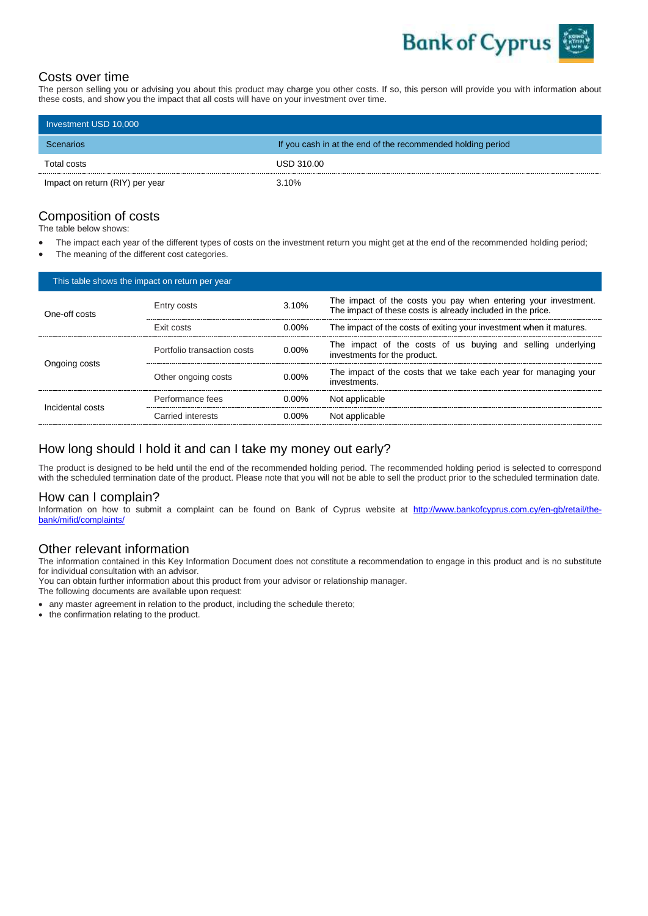## Costs over time

The person selling you or advising you about this product may charge you other costs. If so, this person will provide you with information about these costs, and show you the impact that all costs will have on your investment over time.

| Investment USD 10,000 | |
|---|---|
| Scenarios | If you cash in at the end of the recommended holding period |
| Total costs | USD 310.00 |
| Impact on return (RIY) per year | 3.10% |

## Composition of costs

The table below shows:

- The impact each year of the different types of costs on the investment return you might get at the end of the recommended holding period;
- The meaning of the different cost categories.

| This table shows the impact on return per year | | | |
|---|---|---|---|
| One-off costs | Entry costs | 3.10% | The impact of the costs you pay when entering your investment. The impact of these costs is already included in the price. |
| | Exit costs | 0.00% | The impact of the costs of exiting your investment when it matures. |
| Ongoing costs | Portfolio transaction costs | 0.00% | The impact of the costs of us buying and selling underlying investments for the product. |
| | Other ongoing costs | 0.00% | The impact of the costs that we take each year for managing your investments. |
| Incidental costs | Performance fees | 0.00% | Not applicable |
| | Carried interests | 0.00% | Not applicable |

## How long should I hold it and can I take my money out early?

The product is designed to be held until the end of the recommended holding period. The recommended holding period is selected to correspond with the scheduled termination date of the product. Please note that you will not be able to sell the product prior to the scheduled termination date.

## How can I complain?

Information on how to submit a complaint can be found on Bank of Cyprus website at http://www.bankofcyprus.com.cy/en-gb/retail/the-bank/mifid/complaints/

## Other relevant information

The information contained in this Key Information Document does not constitute a recommendation to engage in this product and is no substitute for individual consultation with an advisor.
You can obtain further information about this product from your advisor or relationship manager.
The following documents are available upon request:

- any master agreement in relation to the product, including the schedule thereto;
- the confirmation relating to the product.